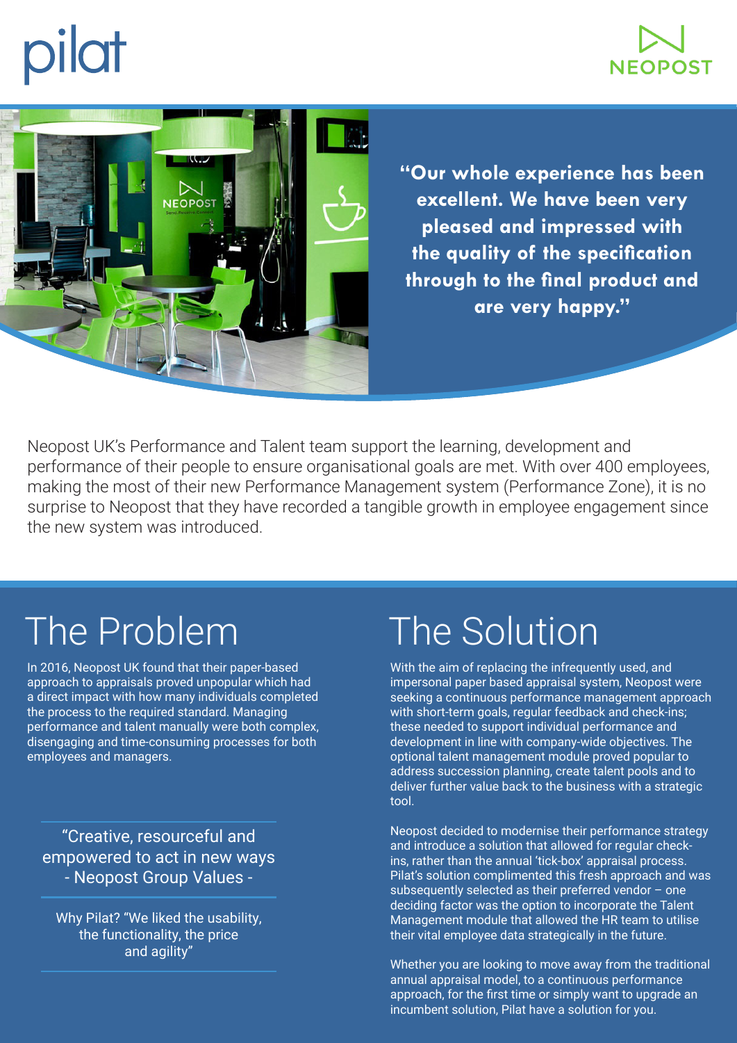pilat

NEOPOST

**"Our whole experience has been excellent. We have been very pleased and impressed with the quality of the specification through to the final product and are very happy."**

Neopost UK's Performance and Talent team support the learning, development and performance of their people to ensure organisational goals are met. With over 400 employees, making the most of their new Performance Management system (Performance Zone), it is no surprise to Neopost that they have recorded a tangible growth in employee engagement since the new system was introduced.

# The Problem

In 2016, Neopost UK found that their paper-based approach to appraisals proved unpopular which had a direct impact with how many individuals completed the process to the required standard. Managing performance and talent manually were both complex, disengaging and time-consuming processes for both employees and managers.

"Creative, resourceful and empowered to act in new ways - Neopost Group Values -

Why Pilat? "We liked the usability, the functionality, the price and agility"

# The Solution

With the aim of replacing the infrequently used, and impersonal paper based appraisal system, Neopost were seeking a continuous performance management approach with short-term goals, regular feedback and check-ins; these needed to support individual performance and development in line with company-wide objectives. The optional talent management module proved popular to address succession planning, create talent pools and to deliver further value back to the business with a strategic tool.

Neopost decided to modernise their performance strategy and introduce a solution that allowed for regular check-ins, rather than the annual 'tick-box' appraisal process. Pilat's solution complimented this fresh approach and was subsequently selected as their preferred vendor – one deciding factor was the option to incorporate the Talent Management module that allowed the HR team to utilise their vital employee data strategically in the future.

Whether you are looking to move away from the traditional annual appraisal model, to a continuous performance approach, for the first time or simply want to upgrade an incumbent solution, Pilat have a solution for you.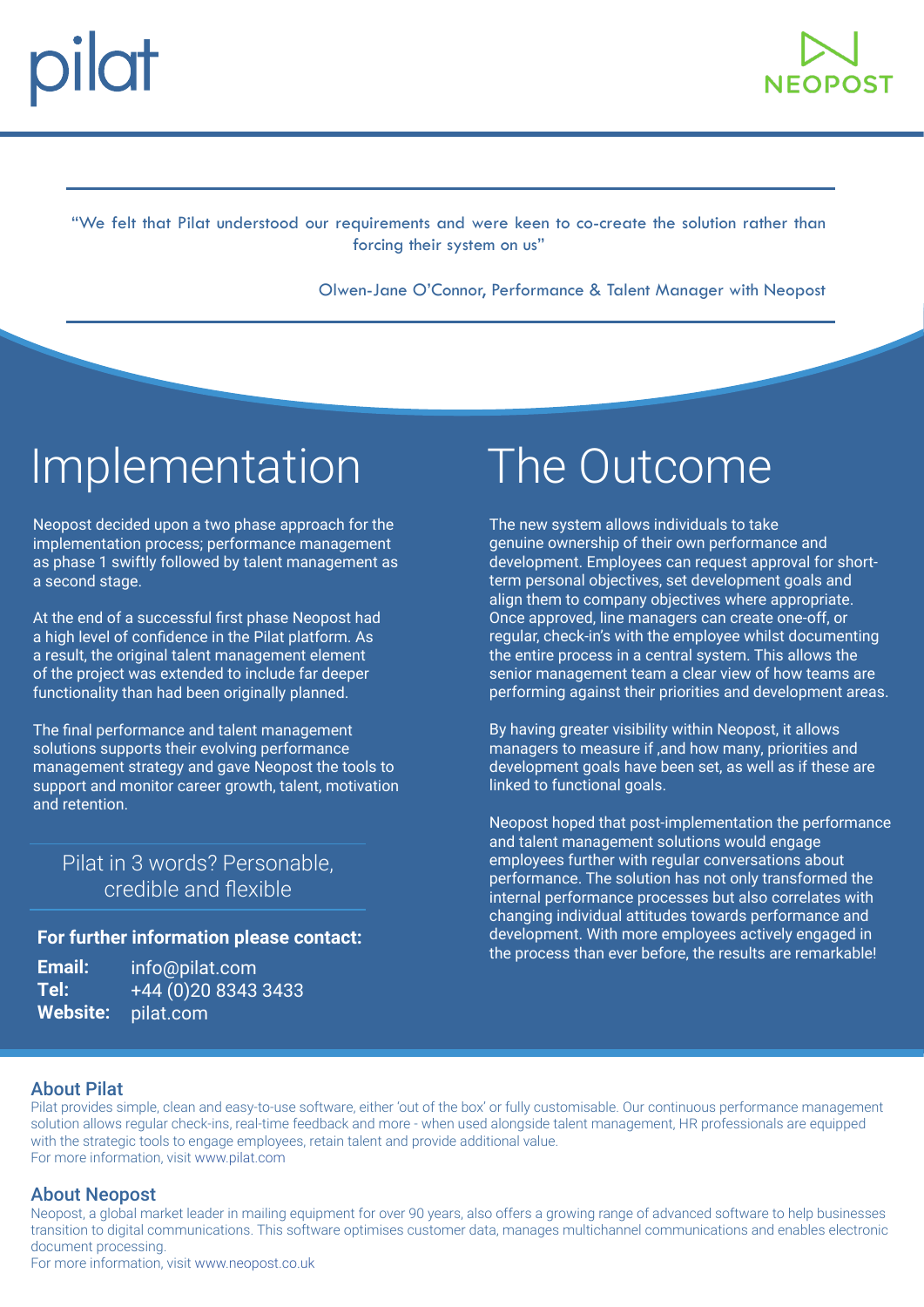pilat

NEOPOST

"We felt that Pilat understood our requirements and were keen to co-create the solution rather than forcing their system on us"

Olwen-Jane O'Connor, Performance & Talent Manager with Neopost

# Implementation

Neopost decided upon a two phase approach for the implementation process; performance management as phase 1 swiftly followed by talent management as a second stage.

At the end of a successful first phase Neopost had a high level of confidence in the Pilat platform. As a result, the original talent management element of the project was extended to include far deeper functionality than had been originally planned.

The final performance and talent management solutions supports their evolving performance management strategy and gave Neopost the tools to support and monitor career growth, talent, motivation and retention.

Pilat in 3 words? Personable, credible and flexible

**For further information please contact:**

**Email:** info@pilat.com
**Tel:** +44 (0)20 8343 3433
**Website:** pilat.com

# The Outcome

The new system allows individuals to take genuine ownership of their own performance and development. Employees can request approval for short-term personal objectives, set development goals and align them to company objectives where appropriate. Once approved, line managers can create one-off, or regular, check-in's with the employee whilst documenting the entire process in a central system. This allows the senior management team a clear view of how teams are performing against their priorities and development areas.

By having greater visibility within Neopost, it allows managers to measure if ,and how many, priorities and development goals have been set, as well as if these are linked to functional goals.

Neopost hoped that post-implementation the performance and talent management solutions would engage employees further with regular conversations about performance. The solution has not only transformed the internal performance processes but also correlates with changing individual attitudes towards performance and development. With more employees actively engaged in the process than ever before, the results are remarkable!

## About Pilat

Pilat provides simple, clean and easy-to-use software, either 'out of the box' or fully customisable. Our continuous performance management solution allows regular check-ins, real-time feedback and more - when used alongside talent management, HR professionals are equipped with the strategic tools to engage employees, retain talent and provide additional value.
For more information, visit www.pilat.com

## About Neopost

Neopost, a global market leader in mailing equipment for over 90 years, also offers a growing range of advanced software to help businesses transition to digital communications. This software optimises customer data, manages multichannel communications and enables electronic document processing.
For more information, visit www.neopost.co.uk